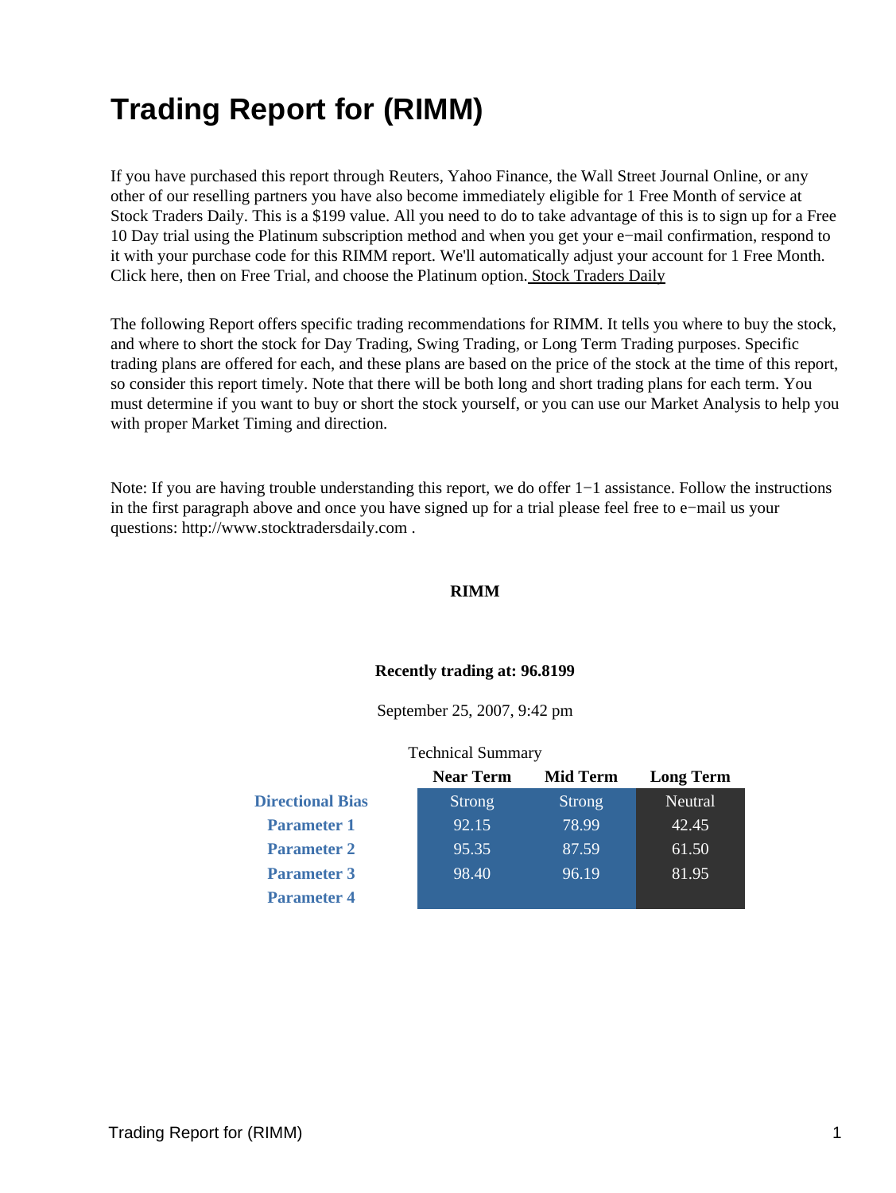# Trading Report for (RIMM)

If you have purchased this report through Reuters, Yahoo Finance, the Wall Street Journal Online, or any other of our reselling partners you have also become immediately eligible for 1 Free Month of service at Stock Traders Daily. This is a $199 value. All you need to do to take advantage of this is to sign up for a Free 10 Day trial using the Platinum subscription method and when you get your e−mail confirmation, respond to it with your purchase code for this RIMM report. We'll automatically adjust your account for 1 Free Month. Click here, then on Free Trial, and choose the Platinum option. Stock Traders Daily

The following Report offers specific trading recommendations for RIMM. It tells you where to buy the stock, and where to short the stock for Day Trading, Swing Trading, or Long Term Trading purposes. Specific trading plans are offered for each, and these plans are based on the price of the stock at the time of this report, so consider this report timely. Note that there will be both long and short trading plans for each term. You must determine if you want to buy or short the stock yourself, or you can use our Market Analysis to help you with proper Market Timing and direction.

Note: If you are having trouble understanding this report, we do offer 1−1 assistance. Follow the instructions in the first paragraph above and once you have signed up for a trial please feel free to e−mail us your questions: http://www.stocktradersdaily.com .

**RIMM**

**Recently trading at: 96.8199**

September 25, 2007, 9:42 pm

Technical Summary

| | Near Term | Mid Term | Long Term |
|---|---|---|---|
| Directional Bias | Strong | Strong | Neutral |
| Parameter 1 | 92.15 | 78.99 | 42.45 |
| Parameter 2 | 95.35 | 87.59 | 61.50 |
| Parameter 3 | 98.40 | 96.19 | 81.95 |
| Parameter 4 | | | |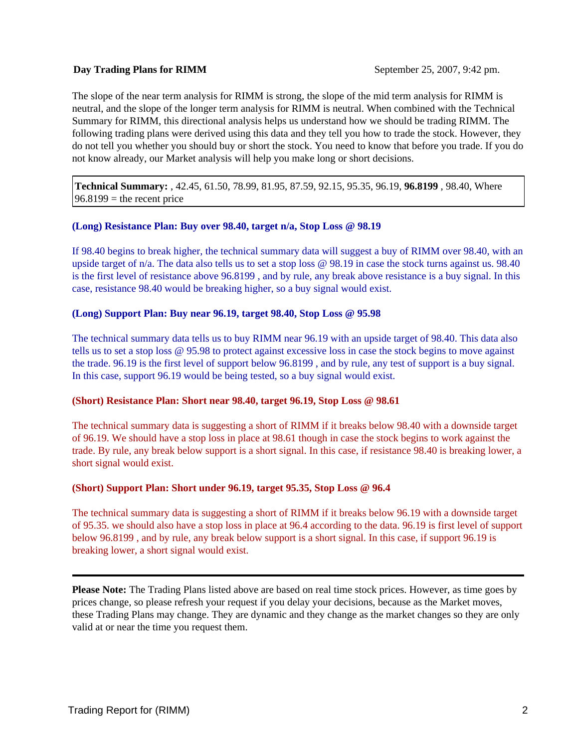**Day Trading Plans for RIMM** September 25, 2007, 9:42 pm.

The slope of the near term analysis for RIMM is strong, the slope of the mid term analysis for RIMM is neutral, and the slope of the longer term analysis for RIMM is neutral. When combined with the Technical Summary for RIMM, this directional analysis helps us understand how we should be trading RIMM. The following trading plans were derived using this data and they tell you how to trade the stock. However, they do not tell you whether you should buy or short the stock. You need to know that before you trade. If you do not know already, our Market analysis will help you make long or short decisions.

**Technical Summary:** , 42.45, 61.50, 78.99, 81.95, 87.59, 92.15, 95.35, 96.19, **96.8199** , 98.40, Where 96.8199 = the recent price

**(Long) Resistance Plan: Buy over 98.40, target n/a, Stop Loss @ 98.19**

If 98.40 begins to break higher, the technical summary data will suggest a buy of RIMM over 98.40, with an upside target of n/a. The data also tells us to set a stop loss @ 98.19 in case the stock turns against us. 98.40 is the first level of resistance above 96.8199 , and by rule, any break above resistance is a buy signal. In this case, resistance 98.40 would be breaking higher, so a buy signal would exist.

**(Long) Support Plan: Buy near 96.19, target 98.40, Stop Loss @ 95.98**

The technical summary data tells us to buy RIMM near 96.19 with an upside target of 98.40. This data also tells us to set a stop loss @ 95.98 to protect against excessive loss in case the stock begins to move against the trade. 96.19 is the first level of support below 96.8199 , and by rule, any test of support is a buy signal. In this case, support 96.19 would be being tested, so a buy signal would exist.

**(Short) Resistance Plan: Short near 98.40, target 96.19, Stop Loss @ 98.61**

The technical summary data is suggesting a short of RIMM if it breaks below 98.40 with a downside target of 96.19. We should have a stop loss in place at 98.61 though in case the stock begins to work against the trade. By rule, any break below support is a short signal. In this case, if resistance 98.40 is breaking lower, a short signal would exist.

**(Short) Support Plan: Short under 96.19, target 95.35, Stop Loss @ 96.4**

The technical summary data is suggesting a short of RIMM if it breaks below 96.19 with a downside target of 95.35. we should also have a stop loss in place at 96.4 according to the data. 96.19 is first level of support below 96.8199 , and by rule, any break below support is a short signal. In this case, if support 96.19 is breaking lower, a short signal would exist.

---

**Please Note:** The Trading Plans listed above are based on real time stock prices. However, as time goes by prices change, so please refresh your request if you delay your decisions, because as the Market moves, these Trading Plans may change. They are dynamic and they change as the market changes so they are only valid at or near the time you request them.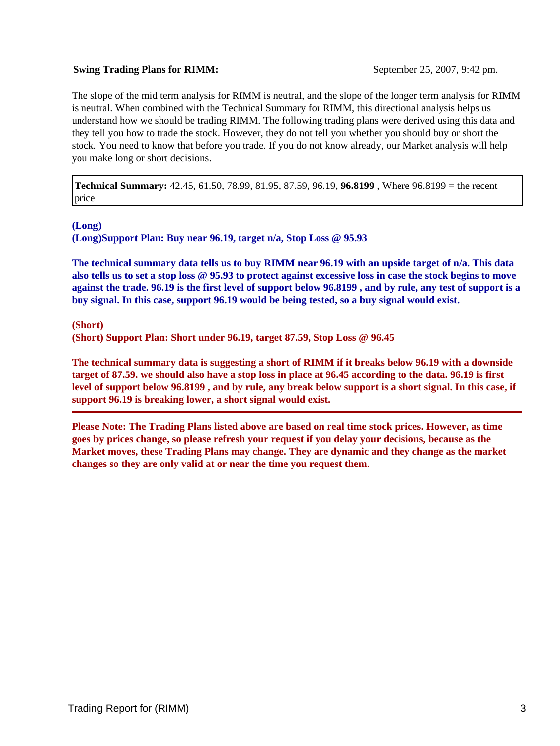**Swing Trading Plans for RIMM:** September 25, 2007, 9:42 pm.

The slope of the mid term analysis for RIMM is neutral, and the slope of the longer term analysis for RIMM is neutral. When combined with the Technical Summary for RIMM, this directional analysis helps us understand how we should be trading RIMM. The following trading plans were derived using this data and they tell you how to trade the stock. However, they do not tell you whether you should buy or short the stock. You need to know that before you trade. If you do not know already, our Market analysis will help you make long or short decisions.

| **Technical Summary:** 42.45, 61.50, 78.99, 81.95, 87.59, 96.19, **96.8199** , Where 96.8199 = the recent price |
|---|

**(Long)**
**(Long)Support Plan: Buy near 96.19, target n/a, Stop Loss @ 95.93**

**The technical summary data tells us to buy RIMM near 96.19 with an upside target of n/a. This data also tells us to set a stop loss @ 95.93 to protect against excessive loss in case the stock begins to move against the trade. 96.19 is the first level of support below 96.8199 , and by rule, any test of support is a buy signal. In this case, support 96.19 would be being tested, so a buy signal would exist.**

**(Short)**
**(Short) Support Plan: Short under 96.19, target 87.59, Stop Loss @ 96.45**

**The technical summary data is suggesting a short of RIMM if it breaks below 96.19 with a downside target of 87.59. we should also have a stop loss in place at 96.45 according to the data. 96.19 is first level of support below 96.8199 , and by rule, any break below support is a short signal. In this case, if support 96.19 is breaking lower, a short signal would exist.**

---

**Please Note: The Trading Plans listed above are based on real time stock prices. However, as time goes by prices change, so please refresh your request if you delay your decisions, because as the Market moves, these Trading Plans may change. They are dynamic and they change as the market changes so they are only valid at or near the time you request them.**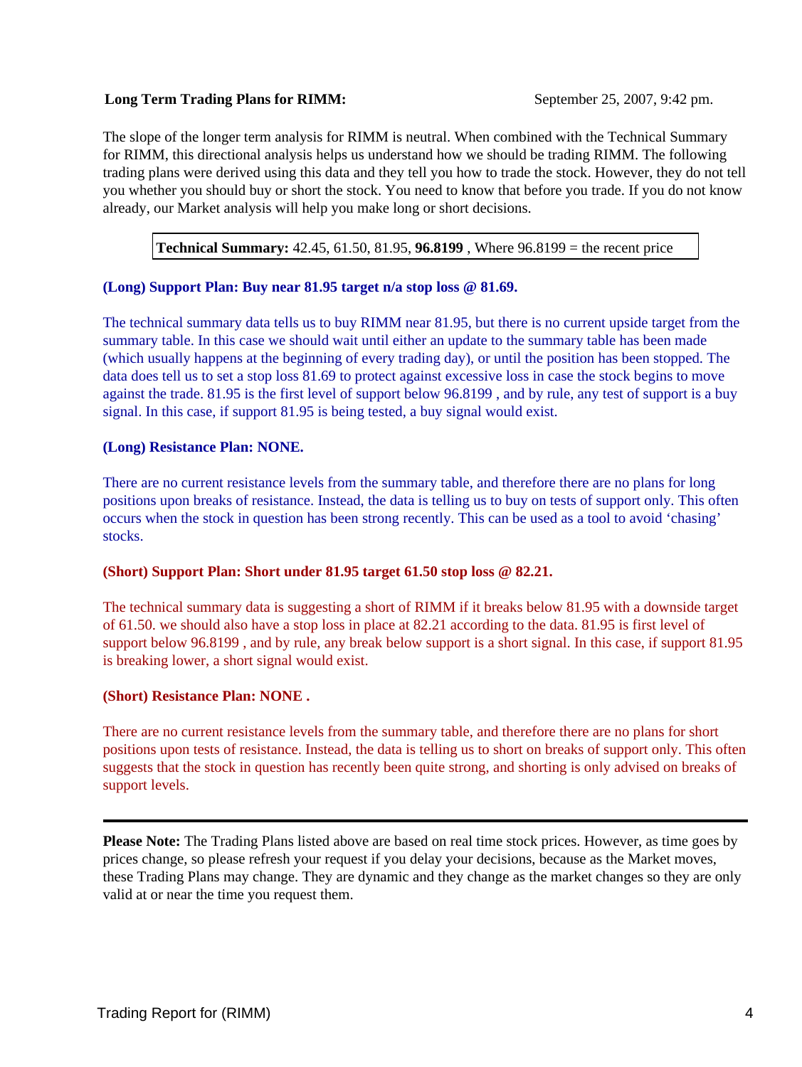**Long Term Trading Plans for RIMM:** September 25, 2007, 9:42 pm.

The slope of the longer term analysis for RIMM is neutral. When combined with the Technical Summary for RIMM, this directional analysis helps us understand how we should be trading RIMM. The following trading plans were derived using this data and they tell you how to trade the stock. However, they do not tell you whether you should buy or short the stock. You need to know that before you trade. If you do not know already, our Market analysis will help you make long or short decisions.

**Technical Summary:** 42.45, 61.50, 81.95, **96.8199** , Where 96.8199 = the recent price

**(Long) Support Plan: Buy near 81.95 target n/a stop loss @ 81.69.**

The technical summary data tells us to buy RIMM near 81.95, but there is no current upside target from the summary table. In this case we should wait until either an update to the summary table has been made (which usually happens at the beginning of every trading day), or until the position has been stopped. The data does tell us to set a stop loss 81.69 to protect against excessive loss in case the stock begins to move against the trade. 81.95 is the first level of support below 96.8199 , and by rule, any test of support is a buy signal. In this case, if support 81.95 is being tested, a buy signal would exist.

**(Long) Resistance Plan: NONE.**

There are no current resistance levels from the summary table, and therefore there are no plans for long positions upon breaks of resistance. Instead, the data is telling us to buy on tests of support only. This often occurs when the stock in question has been strong recently. This can be used as a tool to avoid 'chasing' stocks.

**(Short) Support Plan: Short under 81.95 target 61.50 stop loss @ 82.21.**

The technical summary data is suggesting a short of RIMM if it breaks below 81.95 with a downside target of 61.50. we should also have a stop loss in place at 82.21 according to the data. 81.95 is first level of support below 96.8199 , and by rule, any break below support is a short signal. In this case, if support 81.95 is breaking lower, a short signal would exist.

**(Short) Resistance Plan: NONE .**

There are no current resistance levels from the summary table, and therefore there are no plans for short positions upon tests of resistance. Instead, the data is telling us to short on breaks of support only. This often suggests that the stock in question has recently been quite strong, and shorting is only advised on breaks of support levels.

---

**Please Note:** The Trading Plans listed above are based on real time stock prices. However, as time goes by prices change, so please refresh your request if you delay your decisions, because as the Market moves, these Trading Plans may change. They are dynamic and they change as the market changes so they are only valid at or near the time you request them.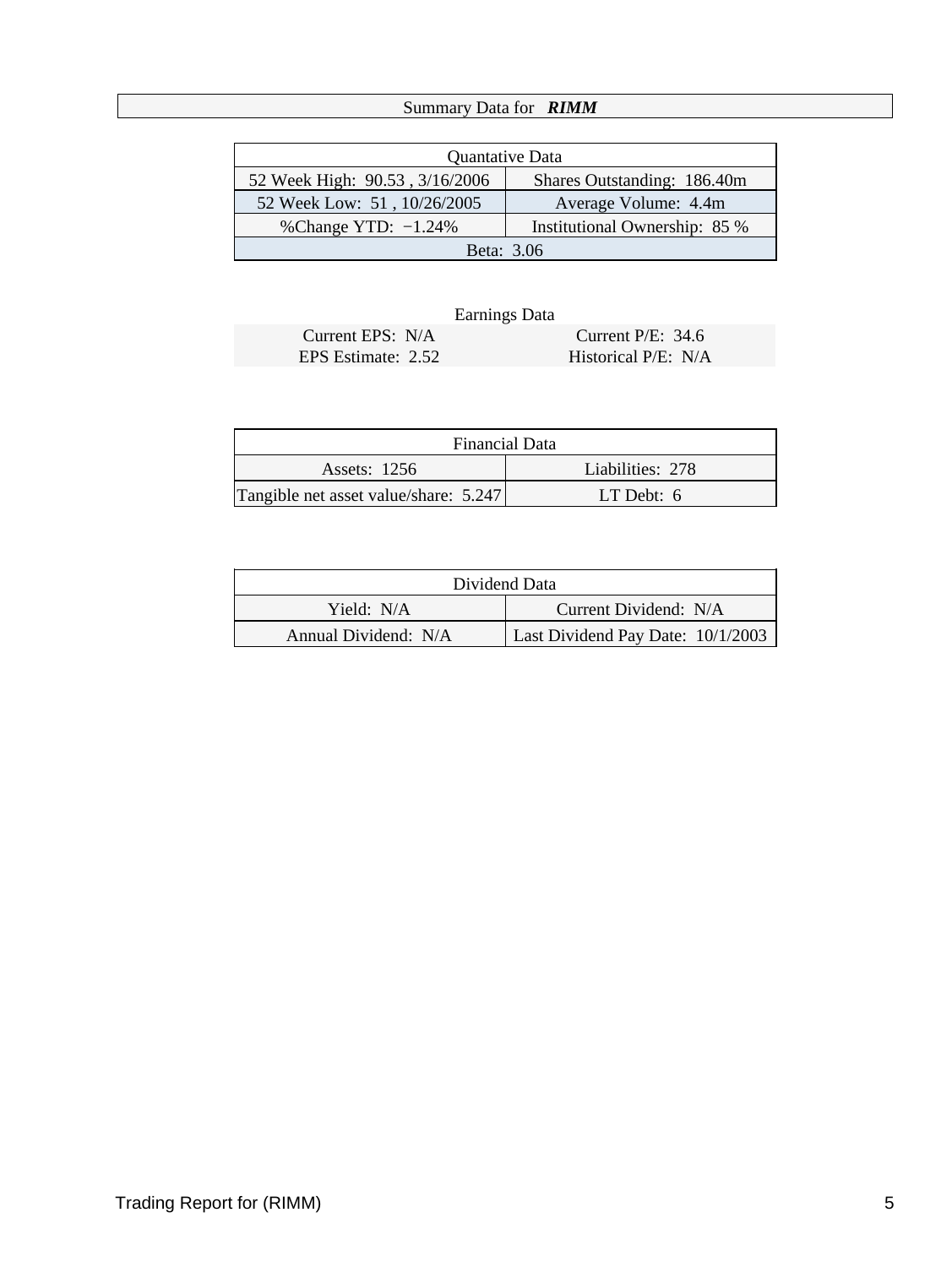## Summary Data for ***RIMM***

| Quantative Data | |
|---|---|
| 52 Week High: 90.53 , 3/16/2006 | Shares Outstanding: 186.40m |
| 52 Week Low: 51 , 10/26/2005 | Average Volume: 4.4m |
| %Change YTD: −1.24% | Institutional Ownership: 85 % |
| Beta: 3.06 | |

| Earnings Data | |
|---|---|
| Current EPS: N/A | Current P/E: 34.6 |
| EPS Estimate: 2.52 | Historical P/E: N/A |

| Financial Data | |
|---|---|
| Assets: 1256 | Liabilities: 278 |
| Tangible net asset value/share: 5.247 | LT Debt: 6 |

| Dividend Data | |
|---|---|
| Yield: N/A | Current Dividend: N/A |
| Annual Dividend: N/A | Last Dividend Pay Date: 10/1/2003 |